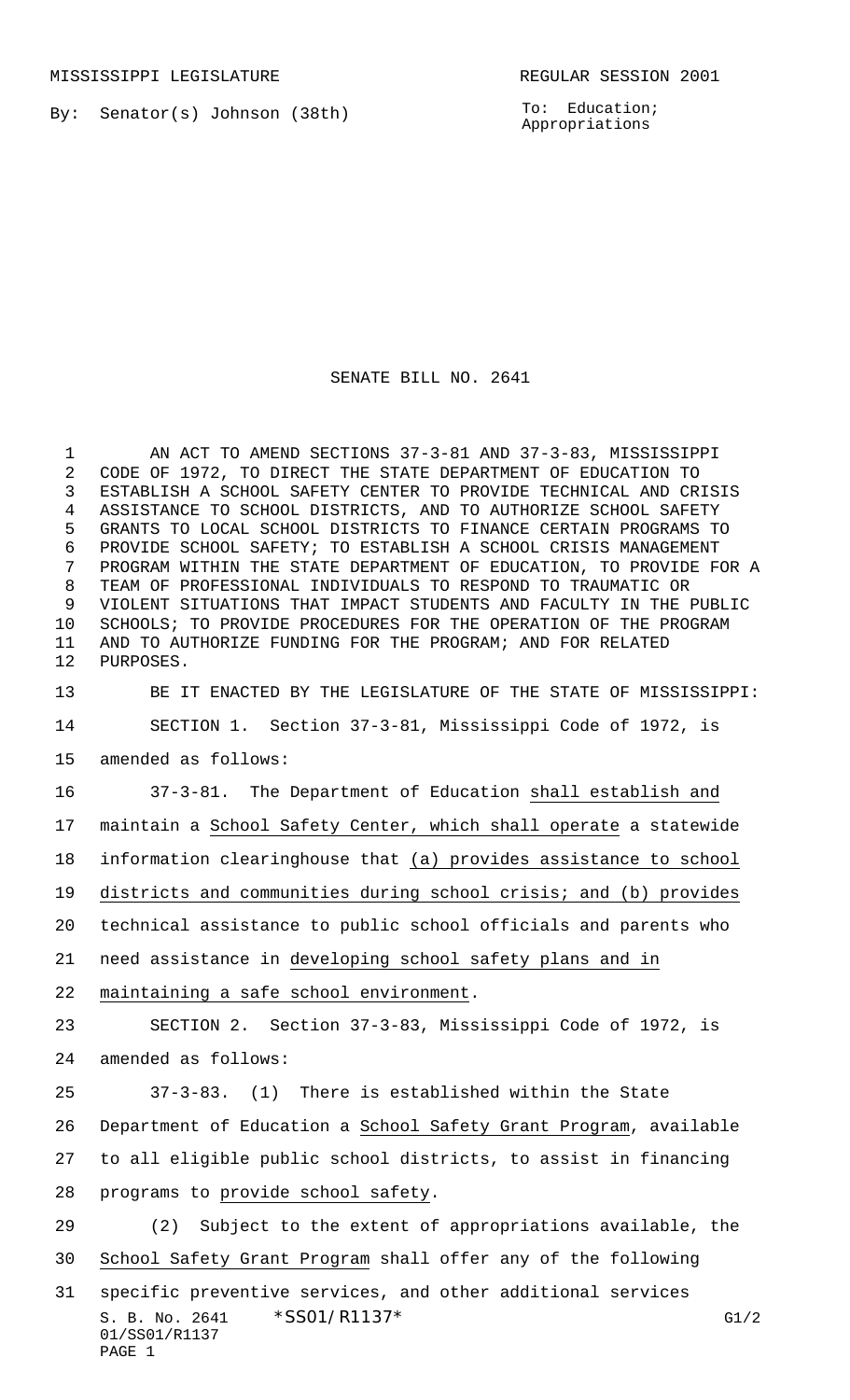MISSISSIPPI LEGISLATURE REGULAR SESSION 2001

By: Senator(s) Johnson (38th)

To: Education; Appropriations

# SENATE BILL NO. 2641

AN ACT TO AMEND SECTIONS 37-3-81 AND 37-3-83, MISSISSIPPI CODE OF 1972, TO DIRECT THE STATE DEPARTMENT OF EDUCATION TO ESTABLISH A SCHOOL SAFETY CENTER TO PROVIDE TECHNICAL AND CRISIS ASSISTANCE TO SCHOOL DISTRICTS, AND TO AUTHORIZE SCHOOL SAFETY GRANTS TO LOCAL SCHOOL DISTRICTS TO FINANCE CERTAIN PROGRAMS TO PROVIDE SCHOOL SAFETY; TO ESTABLISH A SCHOOL CRISIS MANAGEMENT PROGRAM WITHIN THE STATE DEPARTMENT OF EDUCATION, TO PROVIDE FOR A TEAM OF PROFESSIONAL INDIVIDUALS TO RESPOND TO TRAUMATIC OR VIOLENT SITUATIONS THAT IMPACT STUDENTS AND FACULTY IN THE PUBLIC SCHOOLS; TO PROVIDE PROCEDURES FOR THE OPERATION OF THE PROGRAM AND TO AUTHORIZE FUNDING FOR THE PROGRAM; AND FOR RELATED PURPOSES.

BE IT ENACTED BY THE LEGISLATURE OF THE STATE OF MISSISSIPPI:

SECTION 1. Section 37-3-81, Mississippi Code of 1972, is amended as follows:

37-3-81. The Department of Education shall establish and maintain a School Safety Center, which shall operate a statewide information clearinghouse that (a) provides assistance to school districts and communities during school crisis; and (b) provides technical assistance to public school officials and parents who need assistance in developing school safety plans and in maintaining a safe school environment.

SECTION 2. Section 37-3-83, Mississippi Code of 1972, is amended as follows:

37-3-83. (1) There is established within the State Department of Education a School Safety Grant Program, available to all eligible public school districts, to assist in financing programs to provide school safety.

(2) Subject to the extent of appropriations available, the School Safety Grant Program shall offer any of the following specific preventive services, and other additional services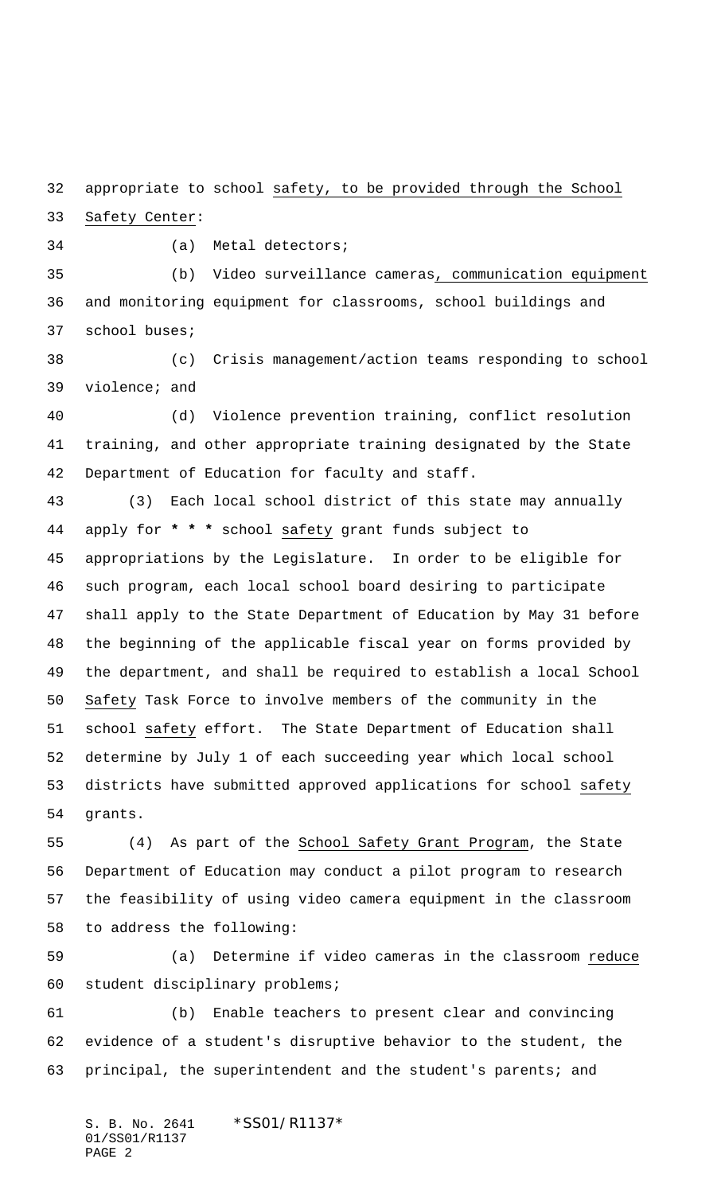appropriate to school safety, to be provided through the School Safety Center:

(a) Metal detectors;

(b) Video surveillance cameras, communication equipment and monitoring equipment for classrooms, school buildings and school buses;

(c) Crisis management/action teams responding to school violence; and

(d) Violence prevention training, conflict resolution training, and other appropriate training designated by the State Department of Education for faculty and staff.

(3) Each local school district of this state may annually apply for * * * school safety grant funds subject to appropriations by the Legislature. In order to be eligible for such program, each local school board desiring to participate shall apply to the State Department of Education by May 31 before the beginning of the applicable fiscal year on forms provided by the department, and shall be required to establish a local School Safety Task Force to involve members of the community in the school safety effort. The State Department of Education shall determine by July 1 of each succeeding year which local school districts have submitted approved applications for school safety grants.

(4) As part of the School Safety Grant Program, the State Department of Education may conduct a pilot program to research the feasibility of using video camera equipment in the classroom to address the following:

(a) Determine if video cameras in the classroom reduce student disciplinary problems;

(b) Enable teachers to present clear and convincing evidence of a student's disruptive behavior to the student, the principal, the superintendent and the student's parents; and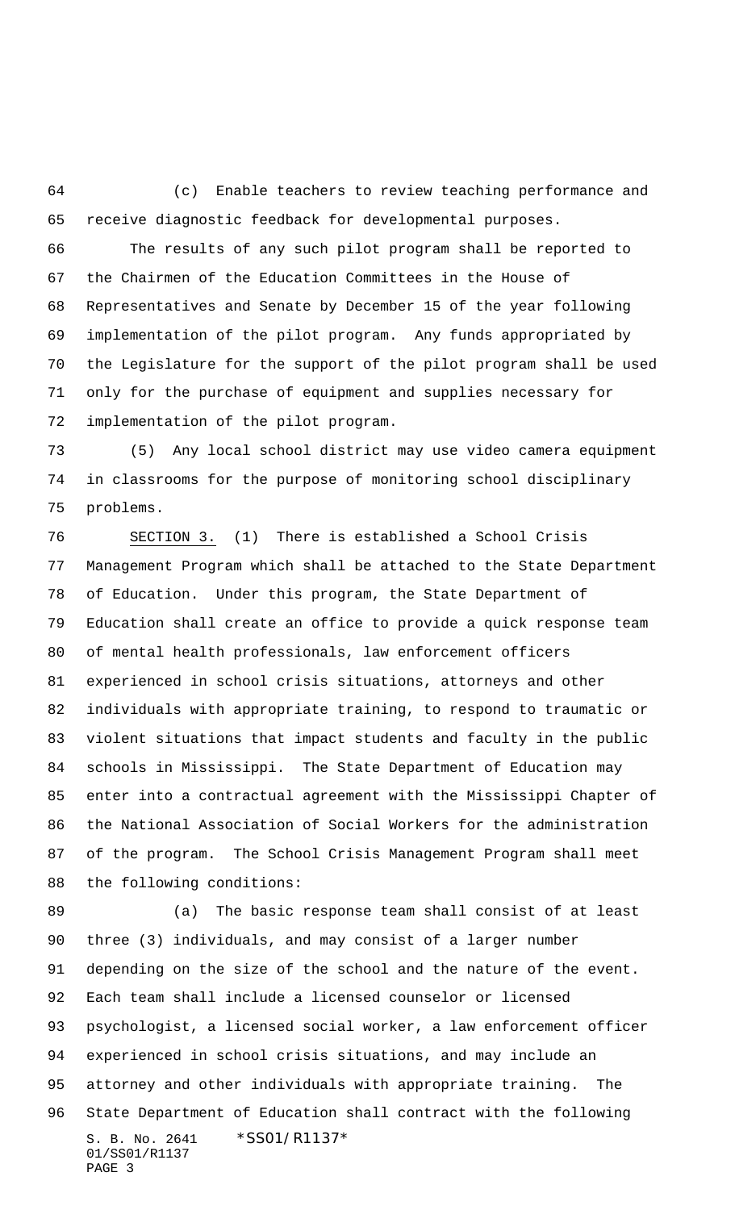(c) Enable teachers to review teaching performance and receive diagnostic feedback for developmental purposes.

The results of any such pilot program shall be reported to the Chairmen of the Education Committees in the House of Representatives and Senate by December 15 of the year following implementation of the pilot program. Any funds appropriated by the Legislature for the support of the pilot program shall be used only for the purchase of equipment and supplies necessary for implementation of the pilot program.

(5) Any local school district may use video camera equipment in classrooms for the purpose of monitoring school disciplinary problems.

SECTION 3. (1) There is established a School Crisis Management Program which shall be attached to the State Department of Education. Under this program, the State Department of Education shall create an office to provide a quick response team of mental health professionals, law enforcement officers experienced in school crisis situations, attorneys and other individuals with appropriate training, to respond to traumatic or violent situations that impact students and faculty in the public schools in Mississippi. The State Department of Education may enter into a contractual agreement with the Mississippi Chapter of the National Association of Social Workers for the administration of the program. The School Crisis Management Program shall meet the following conditions:

(a) The basic response team shall consist of at least three (3) individuals, and may consist of a larger number depending on the size of the school and the nature of the event. Each team shall include a licensed counselor or licensed psychologist, a licensed social worker, a law enforcement officer experienced in school crisis situations, and may include an attorney and other individuals with appropriate training. The State Department of Education shall contract with the following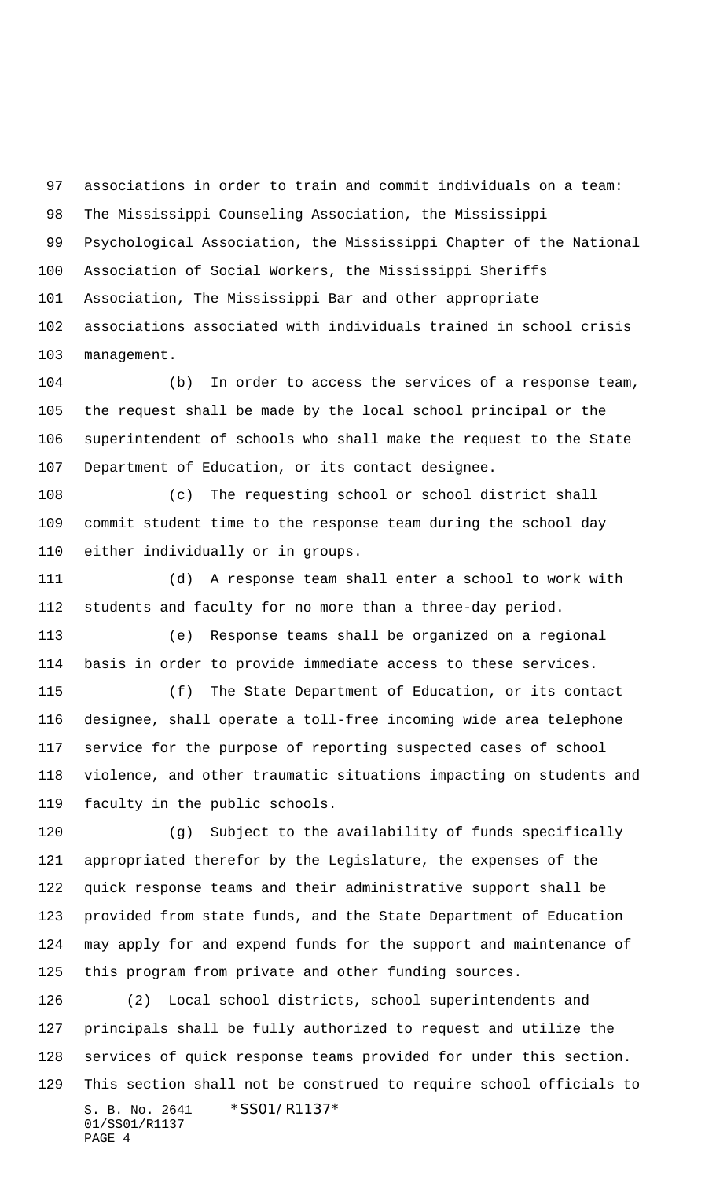associations in order to train and commit individuals on a team: The Mississippi Counseling Association, the Mississippi Psychological Association, the Mississippi Chapter of the National Association of Social Workers, the Mississippi Sheriffs Association, The Mississippi Bar and other appropriate associations associated with individuals trained in school crisis management.

(b) In order to access the services of a response team, the request shall be made by the local school principal or the superintendent of schools who shall make the request to the State Department of Education, or its contact designee.

(c) The requesting school or school district shall commit student time to the response team during the school day either individually or in groups.

(d) A response team shall enter a school to work with students and faculty for no more than a three-day period.

(e) Response teams shall be organized on a regional basis in order to provide immediate access to these services.

(f) The State Department of Education, or its contact designee, shall operate a toll-free incoming wide area telephone service for the purpose of reporting suspected cases of school violence, and other traumatic situations impacting on students and faculty in the public schools.

(g) Subject to the availability of funds specifically appropriated therefor by the Legislature, the expenses of the quick response teams and their administrative support shall be provided from state funds, and the State Department of Education may apply for and expend funds for the support and maintenance of this program from private and other funding sources.

(2) Local school districts, school superintendents and principals shall be fully authorized to request and utilize the services of quick response teams provided for under this section. This section shall not be construed to require school officials to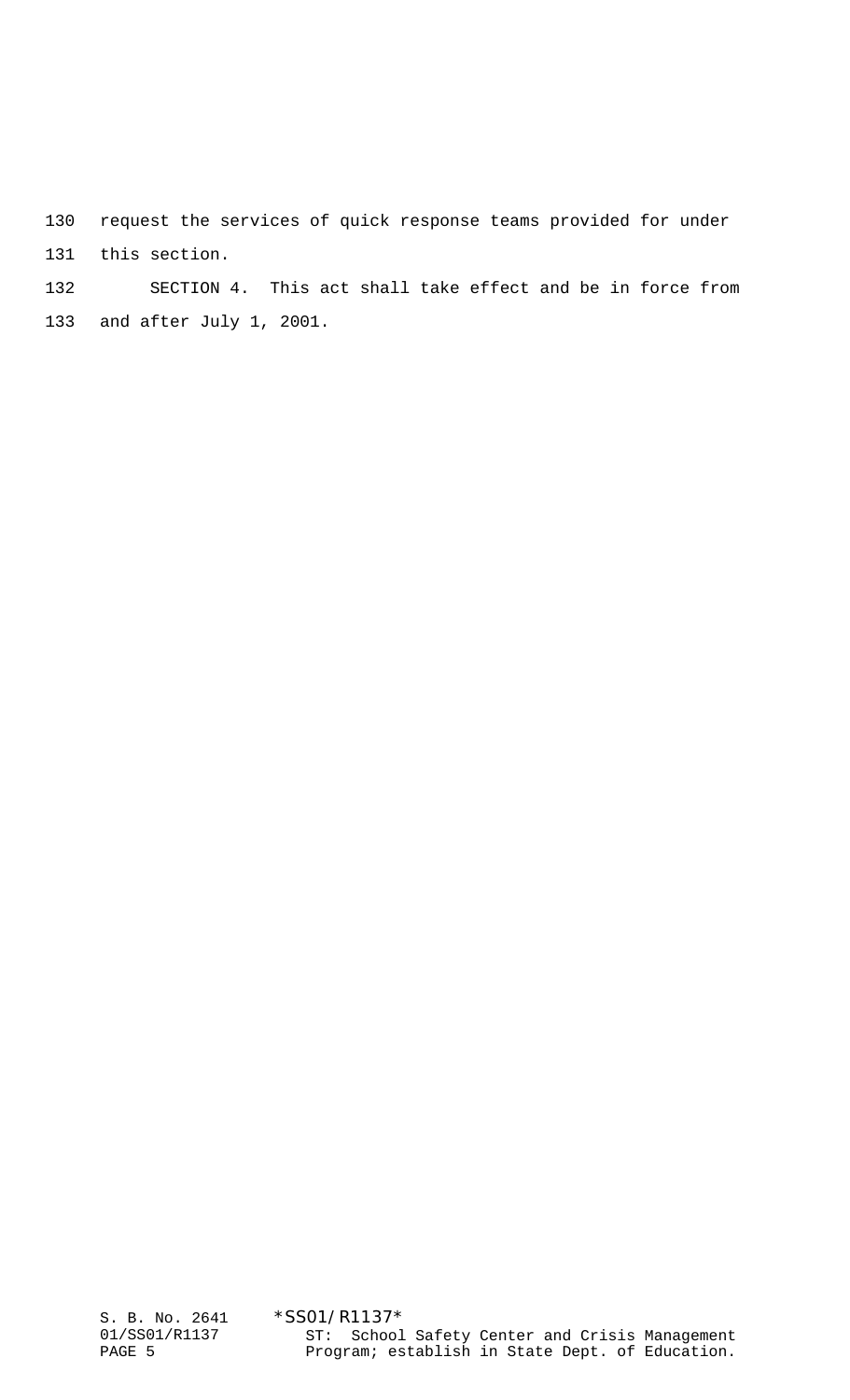request the services of quick response teams provided for under this section.

SECTION 4. This act shall take effect and be in force from and after July 1, 2001.